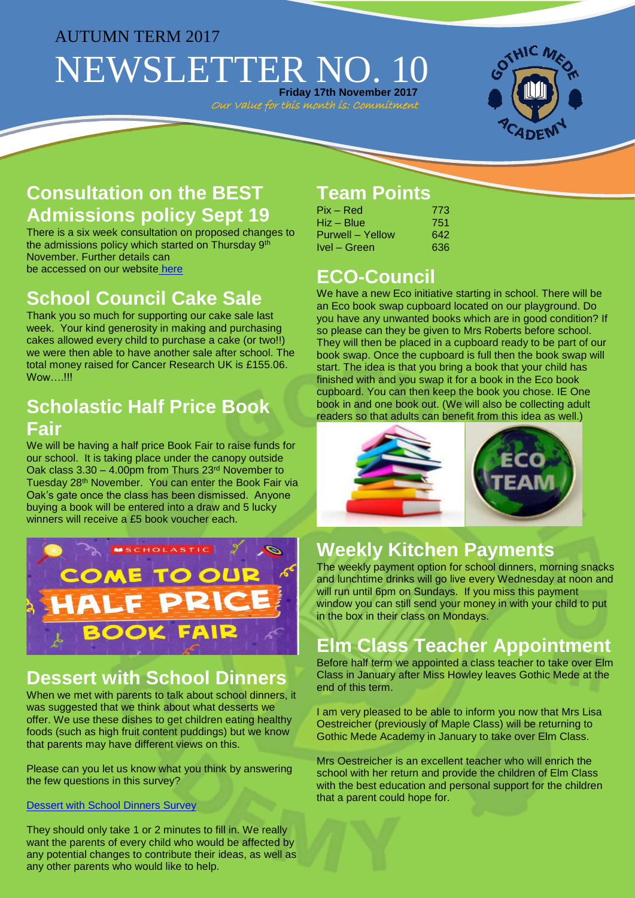AUTUMN TERM 2017

# NEWSLETTER NO. 10

**Friday 17th November 2017**

*Our value for this month is: Commitment*

## Consultation on the BEST Admissions policy Sept 19

There is a six week consultation on proposed changes to the admissions policy which started on Thursday 9th November. Further details can be accessed on our website here

## School Council Cake Sale

Thank you so much for supporting our cake sale last week. Your kind generosity in making and purchasing cakes allowed every child to purchase a cake (or two!!) we were then able to have another sale after school. The total money raised for Cancer Research UK is £155.06. Wow….!!!

## Scholastic Half Price Book Fair

We will be having a half price Book Fair to raise funds for our school. It is taking place under the canopy outside Oak class 3.30 – 4.00pm from Thurs 23rd November to Tuesday 28th November. You can enter the Book Fair via Oak's gate once the class has been dismissed. Anyone buying a book will be entered into a draw and 5 lucky winners will receive a £5 book voucher each.

SCHOLASTIC COME TO OUR HALF PRICE BOOK FAIR

## Dessert with School Dinners

When we met with parents to talk about school dinners, it was suggested that we think about what desserts we offer. We use these dishes to get children eating healthy foods (such as high fruit content puddings) but we know that parents may have different views on this.

Please can you let us know what you think by answering the few questions in this survey?

Dessert with School Dinners Survey

They should only take 1 or 2 minutes to fill in. We really want the parents of every child who would be affected by any potential changes to contribute their ideas, as well as any other parents who would like to help.

## Team Points

| Team | Points |
|---|---|
| Pix – Red | 773 |
| Hiz – Blue | 751 |
| Purwell – Yellow | 642 |
| Ivel – Green | 636 |

## ECO-Council

We have a new Eco initiative starting in school. There will be an Eco book swap cupboard located on our playground. Do you have any unwanted books which are in good condition? If so please can they be given to Mrs Roberts before school. They will then be placed in a cupboard ready to be part of our book swap. Once the cupboard is full then the book swap will start. The idea is that you bring a book that your child has finished with and you swap it for a book in the Eco book cupboard. You can then keep the book you chose. IE One book in and one book out. (We will also be collecting adult readers so that adults can benefit from this idea as well.)

## Weekly Kitchen Payments

The weekly payment option for school dinners, morning snacks and lunchtime drinks will go live every Wednesday at noon and will run until 6pm on Sundays. If you miss this payment window you can still send your money in with your child to put in the box in their class on Mondays.

## Elm Class Teacher Appointment

Before half term we appointed a class teacher to take over Elm Class in January after Miss Howley leaves Gothic Mede at the end of this term.

I am very pleased to be able to inform you now that Mrs Lisa Oestreicher (previously of Maple Class) will be returning to Gothic Mede Academy in January to take over Elm Class.

Mrs Oestreicher is an excellent teacher who will enrich the school with her return and provide the children of Elm Class with the best education and personal support for the children that a parent could hope for.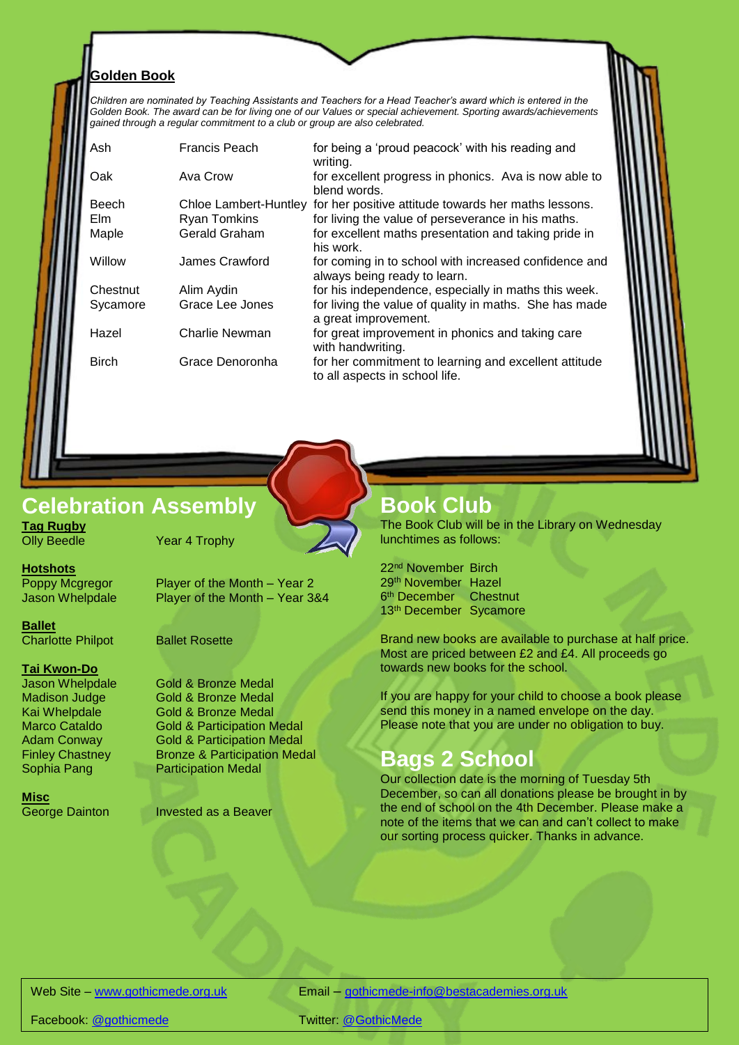## Golden Book

*Children are nominated by Teaching Assistants and Teachers for a Head Teacher's award which is entered in the Golden Book. The award can be for living one of our Values or special achievement. Sporting awards/achievements gained through a regular commitment to a club or group are also celebrated.*

| | | |
|---|---|---|
| Ash | Francis Peach | for being a 'proud peacock' with his reading and writing. |
| Oak | Ava Crow | for excellent progress in phonics. Ava is now able to blend words. |
| Beech | Chloe Lambert-Huntley | for her positive attitude towards her maths lessons. |
| Elm | Ryan Tomkins | for living the value of perseverance in his maths. |
| Maple | Gerald Graham | for excellent maths presentation and taking pride in his work. |
| Willow | James Crawford | for coming in to school with increased confidence and always being ready to learn. |
| Chestnut | Alim Aydin | for his independence, especially in maths this week. |
| Sycamore | Grace Lee Jones | for living the value of quality in maths. She has made a great improvement. |
| Hazel | Charlie Newman | for great improvement in phonics and taking care with handwriting. |
| Birch | Grace Denoronha | for her commitment to learning and excellent attitude to all aspects in school life. |

# Celebration Assembly

**Tag Rugby**

| | |
|---|---|
| Olly Beedle | Year 4 Trophy |

**Hotshots**

| | |
|---|---|
| Poppy Mcgregor | Player of the Month – Year 2 |
| Jason Whelpdale | Player of the Month – Year 3&4 |

**Ballet**

| | |
|---|---|
| Charlotte Philpot | Ballet Rosette |

**Tai Kwon-Do**

| | |
|---|---|
| Jason Whelpdale | Gold & Bronze Medal |
| Madison Judge | Gold & Bronze Medal |
| Kai Whelpdale | Gold & Bronze Medal |
| Marco Cataldo | Gold & Participation Medal |
| Adam Conway | Gold & Participation Medal |
| Finley Chastney | Bronze & Participation Medal |
| Sophia Pang | Participation Medal |

**Misc**

| | |
|---|---|
| George Dainton | Invested as a Beaver |

# Book Club

The Book Club will be in the Library on Wednesday lunchtimes as follows:

22nd November Birch
29th November Hazel
6th December Chestnut
13th December Sycamore

Brand new books are available to purchase at half price. Most are priced between £2 and £4. All proceeds go towards new books for the school.

If you are happy for your child to choose a book please send this money in a named envelope on the day. Please note that you are under no obligation to buy.

# Bags 2 School

Our collection date is the morning of Tuesday 5th December, so can all donations please be brought in by the end of school on the 4th December. Please make a note of the items that we can and can't collect to make our sorting process quicker. Thanks in advance.

Web Site – www.gothicmede.org.uk
Email – gothicmede-info@bestacademies.org.uk
Facebook: @gothicmede
Twitter: @GothicMede